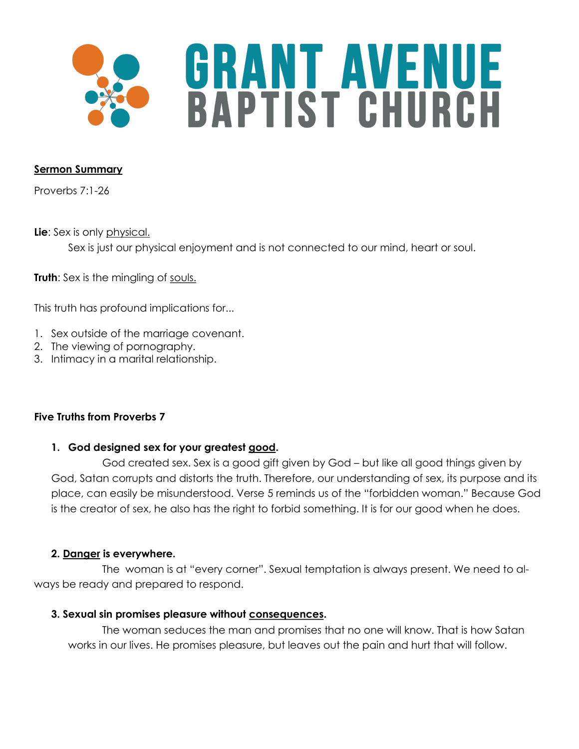# GRANT AVENUE BAPTIST CHURCH

**<u>Sermon Summary</u>**

Proverbs 7:1-26

**Lie**: Sex is only <u>physical.</u>

Sex is just our physical enjoyment and is not connected to our mind, heart or soul.

**Truth**: Sex is the mingling of <u>souls.</u>

This truth has profound implications for...

1. Sex outside of the marriage covenant.
2. The viewing of pornography.
3. Intimacy in a marital relationship.

**Five Truths from Proverbs 7**

**1. God designed sex for your greatest <u>good</u>.**

God created sex. Sex is a good gift given by God – but like all good things given by God, Satan corrupts and distorts the truth. Therefore, our understanding of sex, its purpose and its place, can easily be misunderstood. Verse 5 reminds us of the "forbidden woman." Because God is the creator of sex, he also has the right to forbid something. It is for our good when he does.

**2. <u>Danger</u> is everywhere.**

The woman is at "every corner". Sexual temptation is always present. We need to always be ready and prepared to respond.

**3. Sexual sin promises pleasure without <u>consequences</u>.**

The woman seduces the man and promises that no one will know. That is how Satan works in our lives. He promises pleasure, but leaves out the pain and hurt that will follow.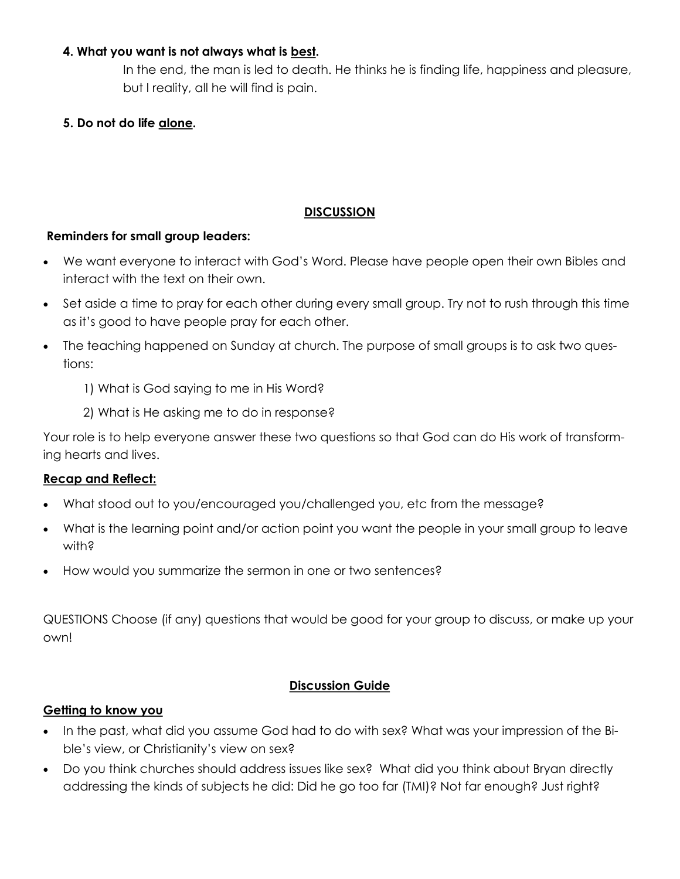**4. What you want is not always what is <u>best</u>.**

In the end, the man is led to death. He thinks he is finding life, happiness and pleasure, but I reality, all he will find is pain.

**5. Do not do life <u>alone</u>.**

## <u>DISCUSSION</u>

**Reminders for small group leaders:**

- We want everyone to interact with God's Word. Please have people open their own Bibles and interact with the text on their own.
- Set aside a time to pray for each other during every small group. Try not to rush through this time as it's good to have people pray for each other.
- The teaching happened on Sunday at church. The purpose of small groups is to ask two questions:
    1) What is God saying to me in His Word?
    2) What is He asking me to do in response?

Your role is to help everyone answer these two questions so that God can do His work of transforming hearts and lives.

**<u>Recap and Reflect:</u>**

- What stood out to you/encouraged you/challenged you, etc from the message?
- What is the learning point and/or action point you want the people in your small group to leave with?
- How would you summarize the sermon in one or two sentences?

QUESTIONS Choose (if any) questions that would be good for your group to discuss, or make up your own!

## <u>Discussion Guide</u>

**<u>Getting to know you</u>**

- In the past, what did you assume God had to do with sex? What was your impression of the Bible's view, or Christianity's view on sex?
- Do you think churches should address issues like sex? What did you think about Bryan directly addressing the kinds of subjects he did: Did he go too far (TMI)? Not far enough? Just right?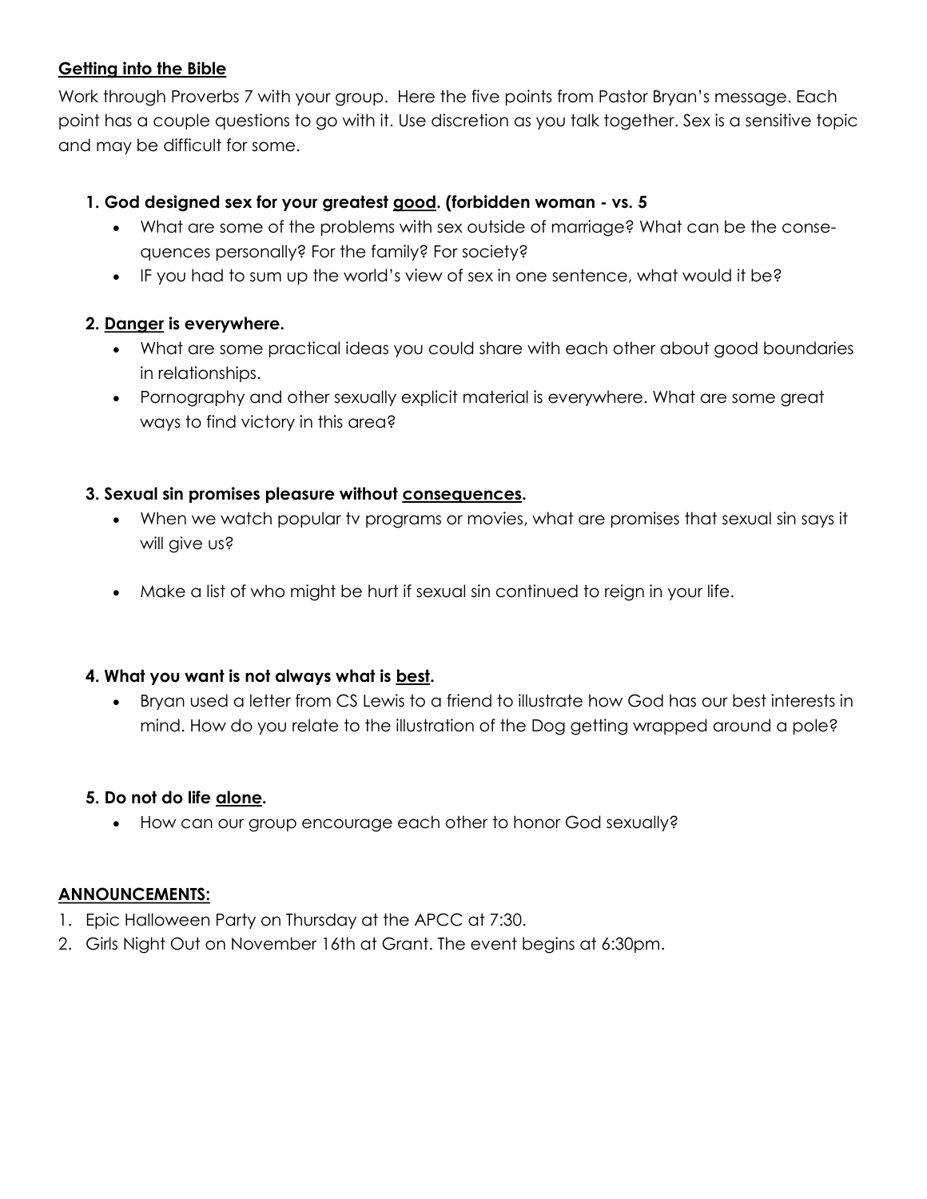**Getting into the Bible**

Work through Proverbs 7 with your group. Here the five points from Pastor Bryan's message. Each point has a couple questions to go with it. Use discretion as you talk together. Sex is a sensitive topic and may be difficult for some.

1. **God designed sex for your greatest good. (forbidden woman - vs. 5**
   - What are some of the problems with sex outside of marriage? What can be the consequences personally? For the family? For society?
   - IF you had to sum up the world's view of sex in one sentence, what would it be?

2. **Danger is everywhere.**
   - What are some practical ideas you could share with each other about good boundaries in relationships.
   - Pornography and other sexually explicit material is everywhere. What are some great ways to find victory in this area?

3. **Sexual sin promises pleasure without consequences.**
   - When we watch popular tv programs or movies, what are promises that sexual sin says it will give us?
   - Make a list of who might be hurt if sexual sin continued to reign in your life.

4. **What you want is not always what is best.**
   - Bryan used a letter from CS Lewis to a friend to illustrate how God has our best interests in mind. How do you relate to the illustration of the Dog getting wrapped around a pole?

5. **Do not do life alone.**
   - How can our group encourage each other to honor God sexually?

**ANNOUNCEMENTS:**

1. Epic Halloween Party on Thursday at the APCC at 7:30.
2. Girls Night Out on November 16th at Grant. The event begins at 6:30pm.